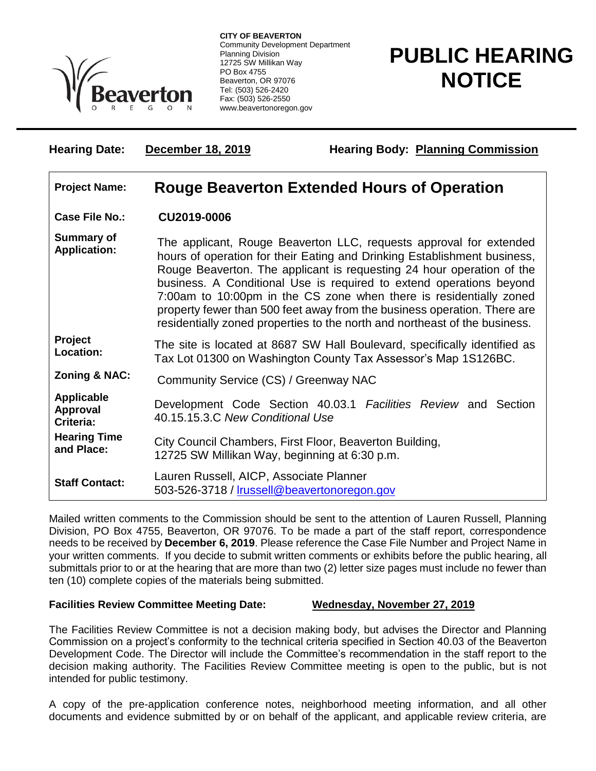CITY OF BEAVERTON
Community Development Department
Planning Division
12725 SW Millikan Way
PO Box 4755
Beaverton, OR 97076
Tel: (503) 526-2420
Fax: (503) 526-2550
www.beavertonoregon.gov

# PUBLIC HEARING NOTICE

**Hearing Date:** **December 18, 2019** **Hearing Body:** **Planning Commission**

| | |
|---|---|
| **Project Name:** | **Rouge Beaverton Extended Hours of Operation** |
| **Case File No.:** | **CU2019-0006** |
| **Summary of Application:** | The applicant, Rouge Beaverton LLC, requests approval for extended hours of operation for their Eating and Drinking Establishment business, Rouge Beaverton. The applicant is requesting 24 hour operation of the business. A Conditional Use is required to extend operations beyond 7:00am to 10:00pm in the CS zone when there is residentially zoned property fewer than 500 feet away from the business operation. There are residentially zoned properties to the north and northeast of the business. |
| **Project Location:** | The site is located at 8687 SW Hall Boulevard, specifically identified as Tax Lot 01300 on Washington County Tax Assessor's Map 1S126BC. |
| **Zoning & NAC:** | Community Service (CS) / Greenway NAC |
| **Applicable Approval Criteria:** | Development Code Section 40.03.1 *Facilities Review* and Section 40.15.15.3.C *New Conditional Use* |
| **Hearing Time and Place:** | City Council Chambers, First Floor, Beaverton Building, 12725 SW Millikan Way, beginning at 6:30 p.m. |
| **Staff Contact:** | Lauren Russell, AICP, Associate Planner 503-526-3718 / lrussell@beavertonoregon.gov |

Mailed written comments to the Commission should be sent to the attention of Lauren Russell, Planning Division, PO Box 4755, Beaverton, OR 97076. To be made a part of the staff report, correspondence needs to be received by **December 6, 2019**. Please reference the Case File Number and Project Name in your written comments. If you decide to submit written comments or exhibits before the public hearing, all submittals prior to or at the hearing that are more than two (2) letter size pages must include no fewer than ten (10) complete copies of the materials being submitted.

**Facilities Review Committee Meeting Date:** **Wednesday, November 27, 2019**

The Facilities Review Committee is not a decision making body, but advises the Director and Planning Commission on a project's conformity to the technical criteria specified in Section 40.03 of the Beaverton Development Code. The Director will include the Committee's recommendation in the staff report to the decision making authority. The Facilities Review Committee meeting is open to the public, but is not intended for public testimony.

A copy of the pre-application conference notes, neighborhood meeting information, and all other documents and evidence submitted by or on behalf of the applicant, and applicable review criteria, are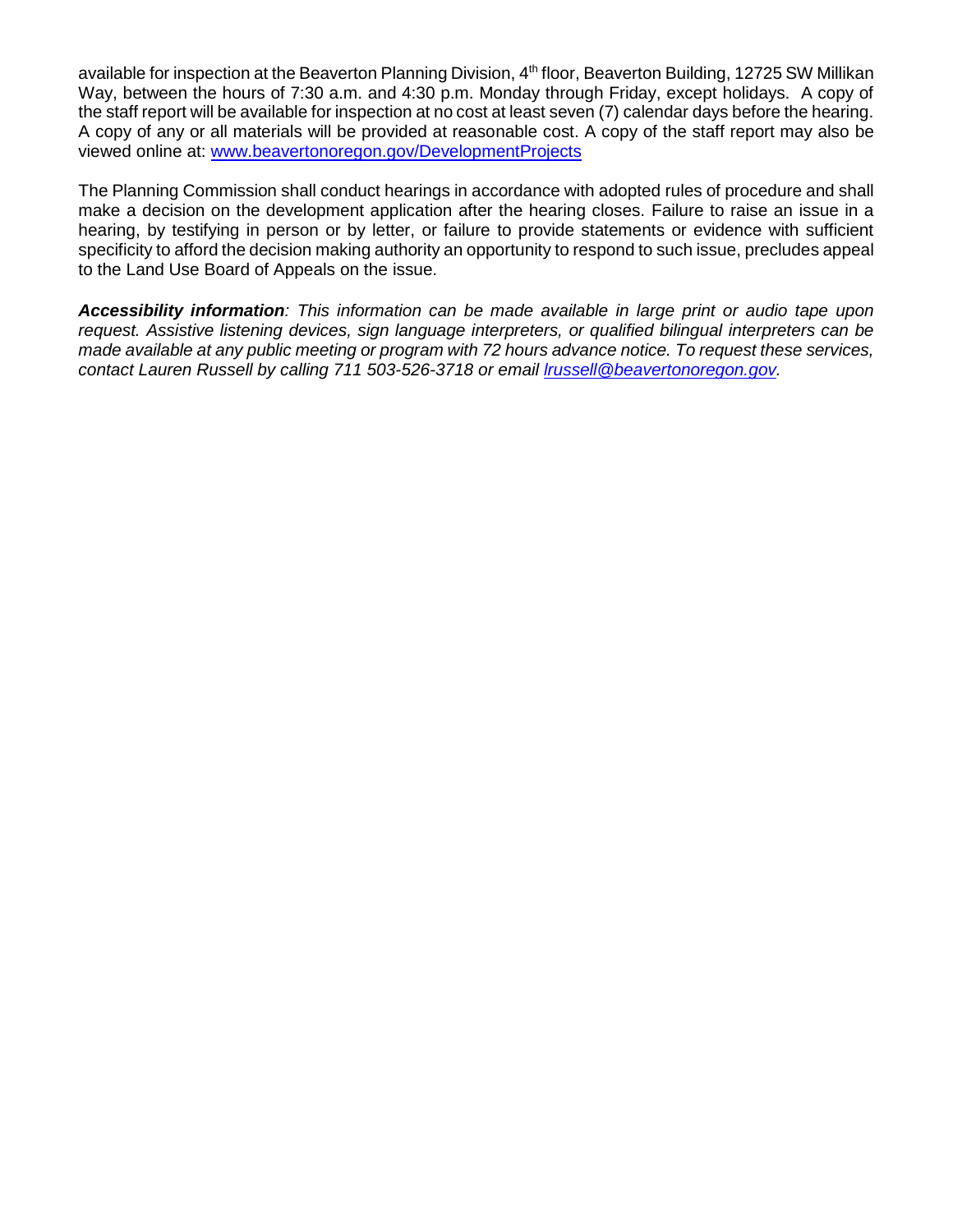available for inspection at the Beaverton Planning Division, 4th floor, Beaverton Building, 12725 SW Millikan Way, between the hours of 7:30 a.m. and 4:30 p.m. Monday through Friday, except holidays. A copy of the staff report will be available for inspection at no cost at least seven (7) calendar days before the hearing. A copy of any or all materials will be provided at reasonable cost. A copy of the staff report may also be viewed online at: www.beavertonoregon.gov/DevelopmentProjects

The Planning Commission shall conduct hearings in accordance with adopted rules of procedure and shall make a decision on the development application after the hearing closes. Failure to raise an issue in a hearing, by testifying in person or by letter, or failure to provide statements or evidence with sufficient specificity to afford the decision making authority an opportunity to respond to such issue, precludes appeal to the Land Use Board of Appeals on the issue.

***Accessibility information****: This information can be made available in large print or audio tape upon request. Assistive listening devices, sign language interpreters, or qualified bilingual interpreters can be made available at any public meeting or program with 72 hours advance notice. To request these services, contact Lauren Russell by calling 711 503-526-3718 or email lrussell@beavertonoregon.gov.*